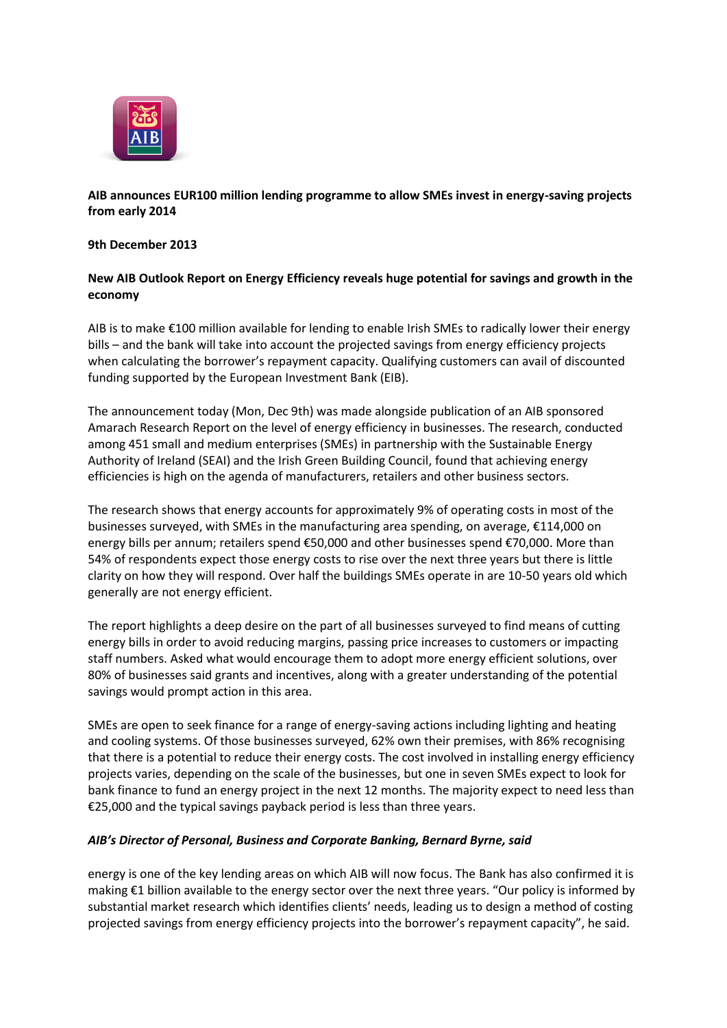**AIB announces EUR100 million lending programme to allow SMEs invest in energy-saving projects from early 2014**

**9th December 2013**

**New AIB Outlook Report on Energy Efficiency reveals huge potential for savings and growth in the economy**

AIB is to make €100 million available for lending to enable Irish SMEs to radically lower their energy bills – and the bank will take into account the projected savings from energy efficiency projects when calculating the borrower's repayment capacity. Qualifying customers can avail of discounted funding supported by the European Investment Bank (EIB).

The announcement today (Mon, Dec 9th) was made alongside publication of an AIB sponsored Amarach Research Report on the level of energy efficiency in businesses. The research, conducted among 451 small and medium enterprises (SMEs) in partnership with the Sustainable Energy Authority of Ireland (SEAI) and the Irish Green Building Council, found that achieving energy efficiencies is high on the agenda of manufacturers, retailers and other business sectors.

The research shows that energy accounts for approximately 9% of operating costs in most of the businesses surveyed, with SMEs in the manufacturing area spending, on average, €114,000 on energy bills per annum; retailers spend €50,000 and other businesses spend €70,000. More than 54% of respondents expect those energy costs to rise over the next three years but there is little clarity on how they will respond. Over half the buildings SMEs operate in are 10-50 years old which generally are not energy efficient.

The report highlights a deep desire on the part of all businesses surveyed to find means of cutting energy bills in order to avoid reducing margins, passing price increases to customers or impacting staff numbers. Asked what would encourage them to adopt more energy efficient solutions, over 80% of businesses said grants and incentives, along with a greater understanding of the potential savings would prompt action in this area.

SMEs are open to seek finance for a range of energy-saving actions including lighting and heating and cooling systems. Of those businesses surveyed, 62% own their premises, with 86% recognising that there is a potential to reduce their energy costs. The cost involved in installing energy efficiency projects varies, depending on the scale of the businesses, but one in seven SMEs expect to look for bank finance to fund an energy project in the next 12 months. The majority expect to need less than €25,000 and the typical savings payback period is less than three years.

***AIB's Director of Personal, Business and Corporate Banking, Bernard Byrne, said***

energy is one of the key lending areas on which AIB will now focus. The Bank has also confirmed it is making €1 billion available to the energy sector over the next three years. "Our policy is informed by substantial market research which identifies clients' needs, leading us to design a method of costing projected savings from energy efficiency projects into the borrower's repayment capacity", he said.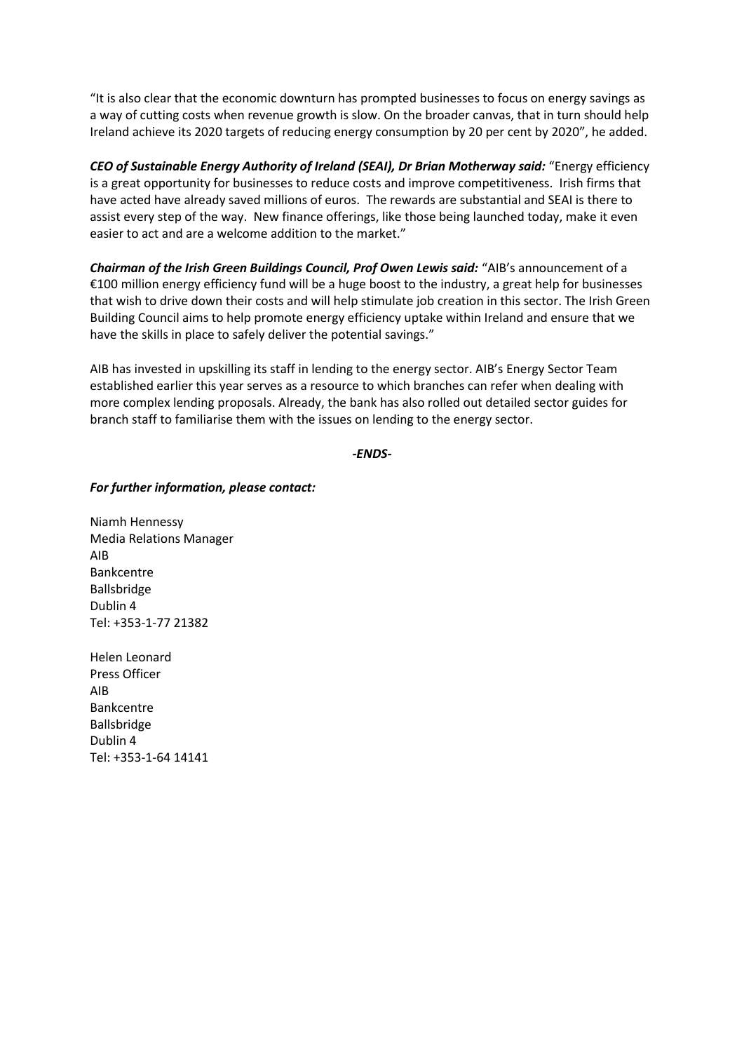"It is also clear that the economic downturn has prompted businesses to focus on energy savings as a way of cutting costs when revenue growth is slow. On the broader canvas, that in turn should help Ireland achieve its 2020 targets of reducing energy consumption by 20 per cent by 2020", he added.

***CEO of Sustainable Energy Authority of Ireland (SEAI), Dr Brian Motherway said:*** "Energy efficiency is a great opportunity for businesses to reduce costs and improve competitiveness. Irish firms that have acted have already saved millions of euros. The rewards are substantial and SEAI is there to assist every step of the way. New finance offerings, like those being launched today, make it even easier to act and are a welcome addition to the market."

***Chairman of the Irish Green Buildings Council, Prof Owen Lewis said:*** "AIB's announcement of a €100 million energy efficiency fund will be a huge boost to the industry, a great help for businesses that wish to drive down their costs and will help stimulate job creation in this sector. The Irish Green Building Council aims to help promote energy efficiency uptake within Ireland and ensure that we have the skills in place to safely deliver the potential savings."

AIB has invested in upskilling its staff in lending to the energy sector. AIB's Energy Sector Team established earlier this year serves as a resource to which branches can refer when dealing with more complex lending proposals. Already, the bank has also rolled out detailed sector guides for branch staff to familiarise them with the issues on lending to the energy sector.

***-ENDS-***

***For further information, please contact:***

Niamh Hennessy
Media Relations Manager
AIB
Bankcentre
Ballsbridge
Dublin 4
Tel: +353-1-77 21382

Helen Leonard
Press Officer
AIB
Bankcentre
Ballsbridge
Dublin 4
Tel: +353-1-64 14141